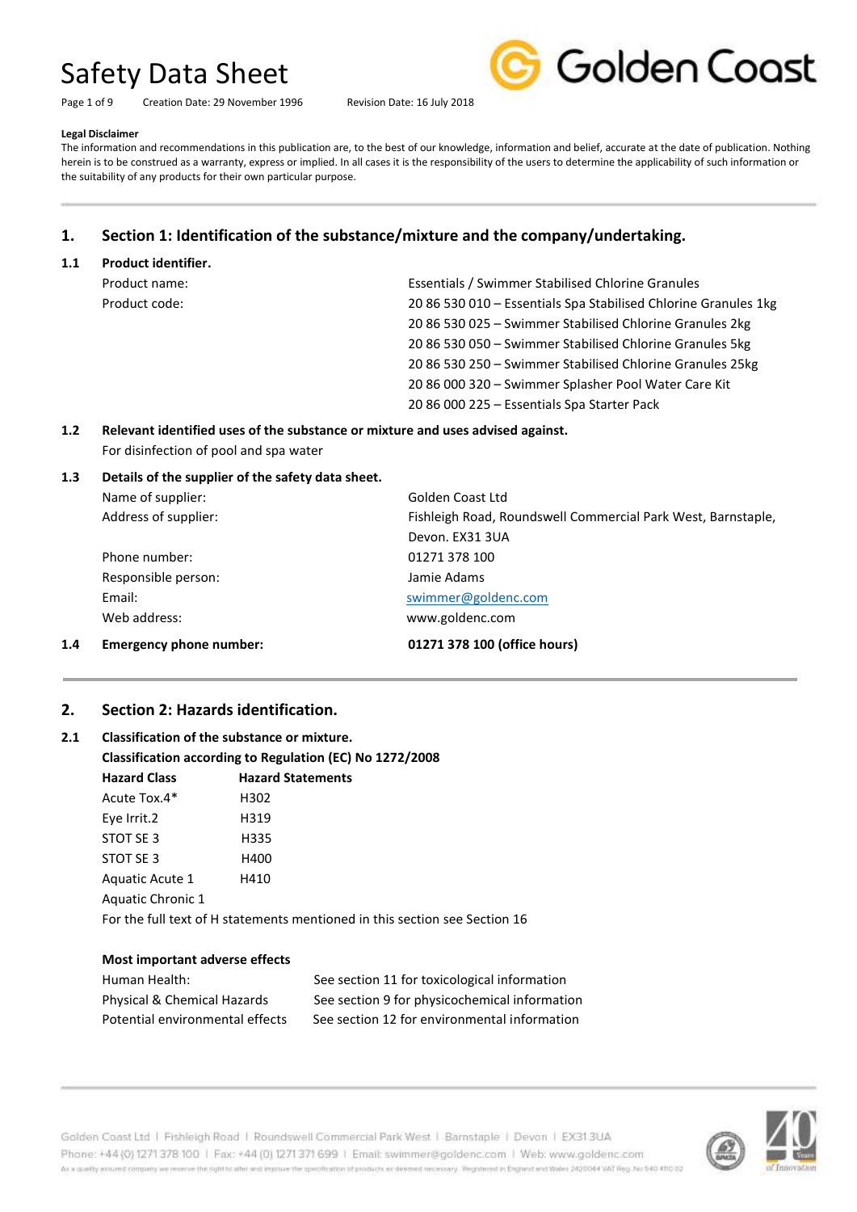# Safety Data Sheet

Creation Date: 29 November 1996 Revision Date: 16 July 2018

**Legal Disclaimer**

The information and recommendations in this publication are, to the best of our knowledge, information and belief, accurate at the date of publication. Nothing herein is to be construed as a warranty, express or implied. In all cases it is the responsibility of the users to determine the applicability of such information or the suitability of any products for their own particular purpose.

## 1. Section 1: Identification of the substance/mixture and the company/undertaking.

### 1.1 Product identifier.

Product name: Essentials / Swimmer Stabilised Chlorine Granules

Product code:
- 20 86 530 010 – Essentials Spa Stabilised Chlorine Granules 1kg
- 20 86 530 025 – Swimmer Stabilised Chlorine Granules 2kg
- 20 86 530 050 – Swimmer Stabilised Chlorine Granules 5kg
- 20 86 530 250 – Swimmer Stabilised Chlorine Granules 25kg
- 20 86 000 320 – Swimmer Splasher Pool Water Care Kit
- 20 86 000 225 – Essentials Spa Starter Pack

### 1.2 Relevant identified uses of the substance or mixture and uses advised against.

For disinfection of pool and spa water

### 1.3 Details of the supplier of the safety data sheet.

Name of supplier: Golden Coast Ltd

Address of supplier: Fishleigh Road, Roundswell Commercial Park West, Barnstaple, Devon. EX31 3UA

Phone number: 01271 378 100

Responsible person: Jamie Adams

Email: swimmer@goldenc.com

Web address: www.goldenc.com

### 1.4 Emergency phone number: **01271 378 100 (office hours)**

## 2. Section 2: Hazards identification.

### 2.1 Classification of the substance or mixture.

**Classification according to Regulation (EC) No 1272/2008**

| Hazard Class | Hazard Statements |
|---|---|
| Acute Tox.4* | H302 |
| Eye Irrit.2 | H319 |
| STOT SE 3 | H335 |
| STOT SE 3 | H400 |
| Aquatic Acute 1 | H410 |
| Aquatic Chronic 1 | |

For the full text of H statements mentioned in this section see Section 16

**Most important adverse effects**

Human Health: See section 11 for toxicological information

Physical & Chemical Hazards: See section 9 for physicochemical information

Potential environmental effects: See section 12 for environmental information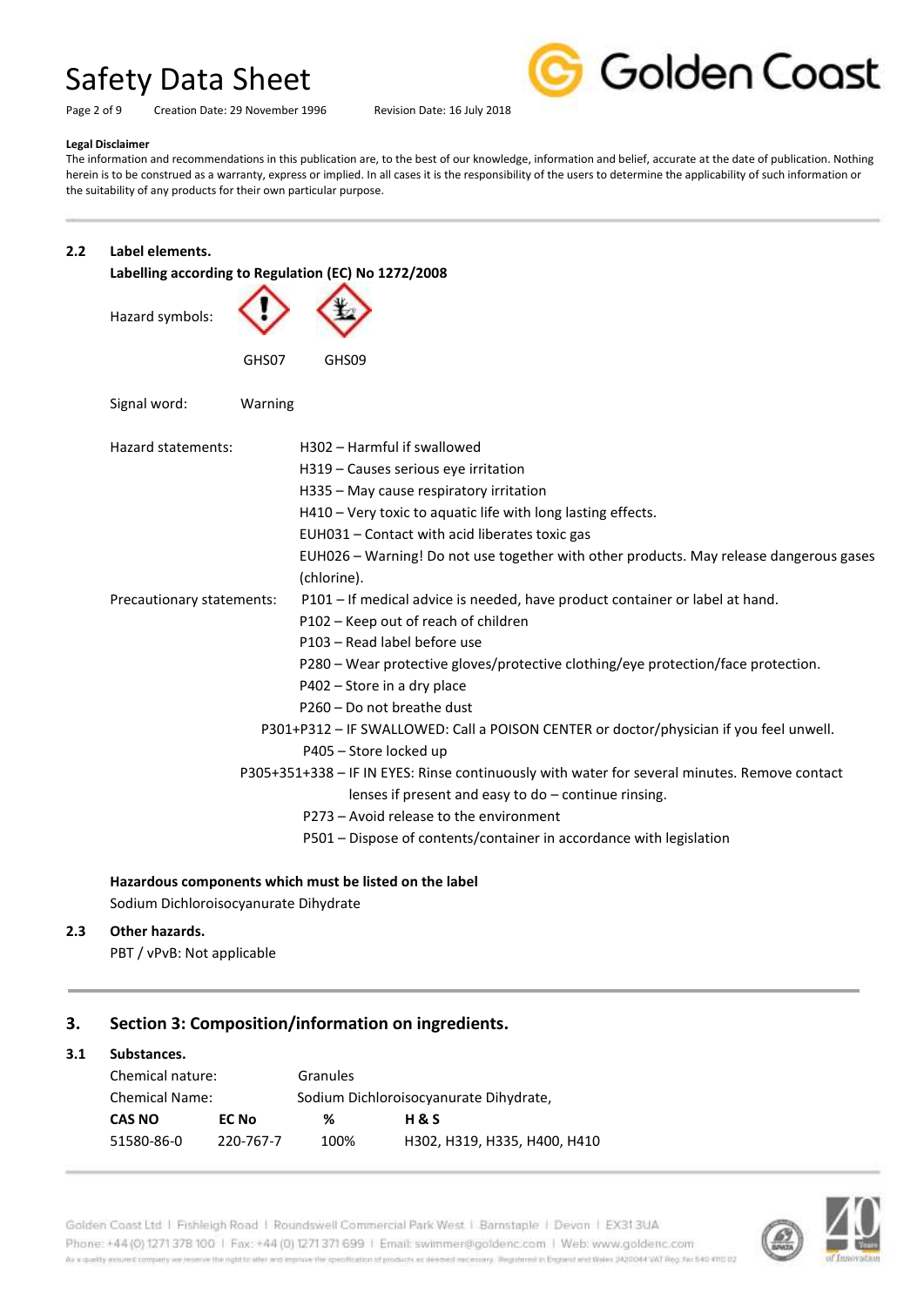**Legal Disclaimer**

The information and recommendations in this publication are, to the best of our knowledge, information and belief, accurate at the date of publication. Nothing herein is to be construed as a warranty, express or implied. In all cases it is the responsibility of the users to determine the applicability of such information or the suitability of any products for their own particular purpose.

---

**2.2 Label elements.**

**Labelling according to Regulation (EC) No 1272/2008**

Hazard symbols: GHS07 GHS09

Signal word: Warning

Hazard statements:

- H302 – Harmful if swallowed
- H319 – Causes serious eye irritation
- H335 – May cause respiratory irritation
- H410 – Very toxic to aquatic life with long lasting effects.
- EUH031 – Contact with acid liberates toxic gas
- EUH026 – Warning! Do not use together with other products. May release dangerous gases (chlorine).

Precautionary statements:

- P101 – If medical advice is needed, have product container or label at hand.
- P102 – Keep out of reach of children
- P103 – Read label before use
- P280 – Wear protective gloves/protective clothing/eye protection/face protection.
- P402 – Store in a dry place
- P260 – Do not breathe dust
- P301+P312 – IF SWALLOWED: Call a POISON CENTER or doctor/physician if you feel unwell.
- P405 – Store locked up
- P305+351+338 – IF IN EYES: Rinse continuously with water for several minutes. Remove contact lenses if present and easy to do – continue rinsing.
- P273 – Avoid release to the environment
- P501 – Dispose of contents/container in accordance with legislation

**Hazardous components which must be listed on the label**

Sodium Dichloroisocyanurate Dihydrate

**2.3 Other hazards.**

PBT / vPvB: Not applicable

---

## 3. Section 3: Composition/information on ingredients.

**3.1 Substances.**

Chemical nature: Granules

Chemical Name: Sodium Dichloroisocyanurate Dihydrate,

| CAS NO | EC No | % | H & S |
|---|---|---|---|
| 51580-86-0 | 220-767-7 | 100% | H302, H319, H335, H400, H410 |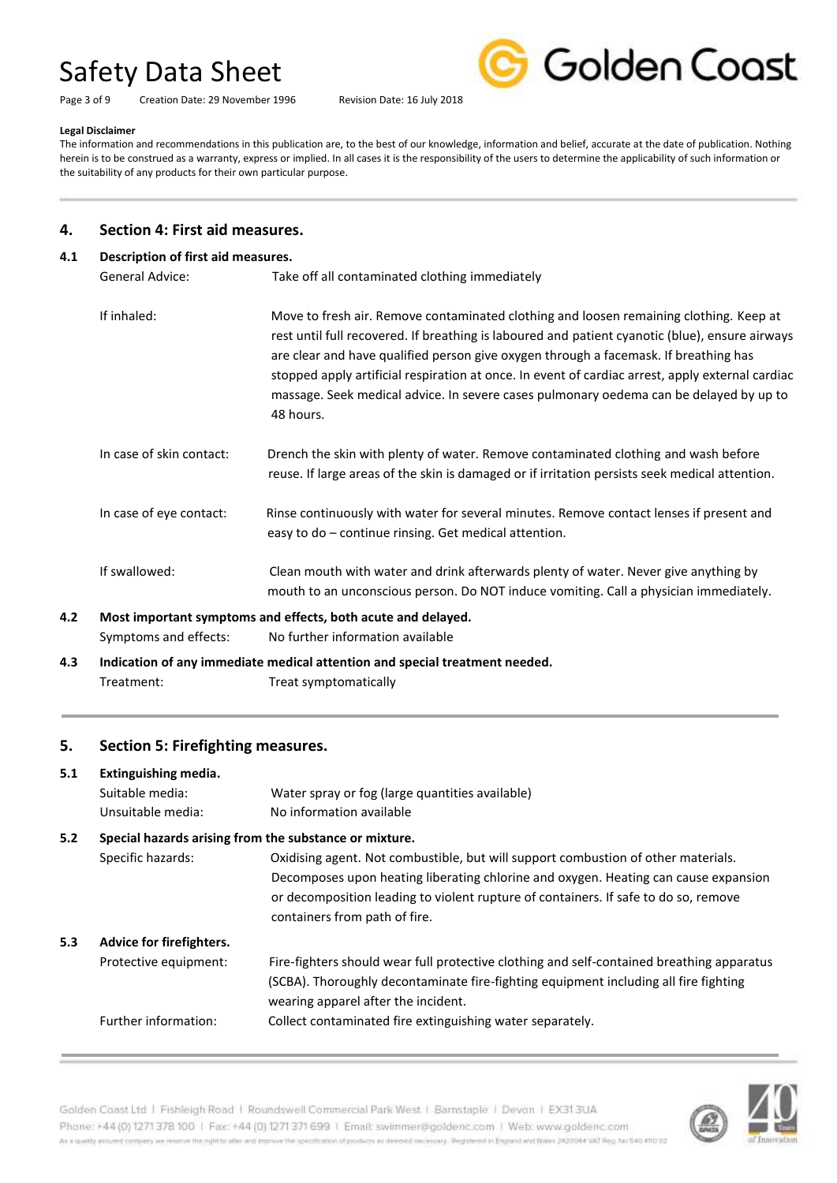**Legal Disclaimer**

The information and recommendations in this publication are, to the best of our knowledge, information and belief, accurate at the date of publication. Nothing herein is to be construed as a warranty, express or implied. In all cases it is the responsibility of the users to determine the applicability of such information or the suitability of any products for their own particular purpose.

## 4. Section 4: First aid measures.

### 4.1 Description of first aid measures.

| | |
|---|---|
| General Advice: | Take off all contaminated clothing immediately |
| If inhaled: | Move to fresh air. Remove contaminated clothing and loosen remaining clothing. Keep at rest until full recovered. If breathing is laboured and patient cyanotic (blue), ensure airways are clear and have qualified person give oxygen through a facemask. If breathing has stopped apply artificial respiration at once. In event of cardiac arrest, apply external cardiac massage. Seek medical advice. In severe cases pulmonary oedema can be delayed by up to 48 hours. |
| In case of skin contact: | Drench the skin with plenty of water. Remove contaminated clothing and wash before reuse. If large areas of the skin is damaged or if irritation persists seek medical attention. |
| In case of eye contact: | Rinse continuously with water for several minutes. Remove contact lenses if present and easy to do – continue rinsing. Get medical attention. |
| If swallowed: | Clean mouth with water and drink afterwards plenty of water. Never give anything by mouth to an unconscious person. Do NOT induce vomiting. Call a physician immediately. |

### 4.2 Most important symptoms and effects, both acute and delayed.

| | |
|---|---|
| Symptoms and effects: | No further information available |

### 4.3 Indication of any immediate medical attention and special treatment needed.

| | |
|---|---|
| Treatment: | Treat symptomatically |

## 5. Section 5: Firefighting measures.

### 5.1 Extinguishing media.

| | |
|---|---|
| Suitable media: | Water spray or fog (large quantities available) |
| Unsuitable media: | No information available |

### 5.2 Special hazards arising from the substance or mixture.

| | |
|---|---|
| Specific hazards: | Oxidising agent. Not combustible, but will support combustion of other materials. Decomposes upon heating liberating chlorine and oxygen. Heating can cause expansion or decomposition leading to violent rupture of containers. If safe to do so, remove containers from path of fire. |

### 5.3 Advice for firefighters.

| | |
|---|---|
| Protective equipment: | Fire-fighters should wear full protective clothing and self-contained breathing apparatus (SCBA). Thoroughly decontaminate fire-fighting equipment including all fire fighting wearing apparel after the incident. |
| Further information: | Collect contaminated fire extinguishing water separately. |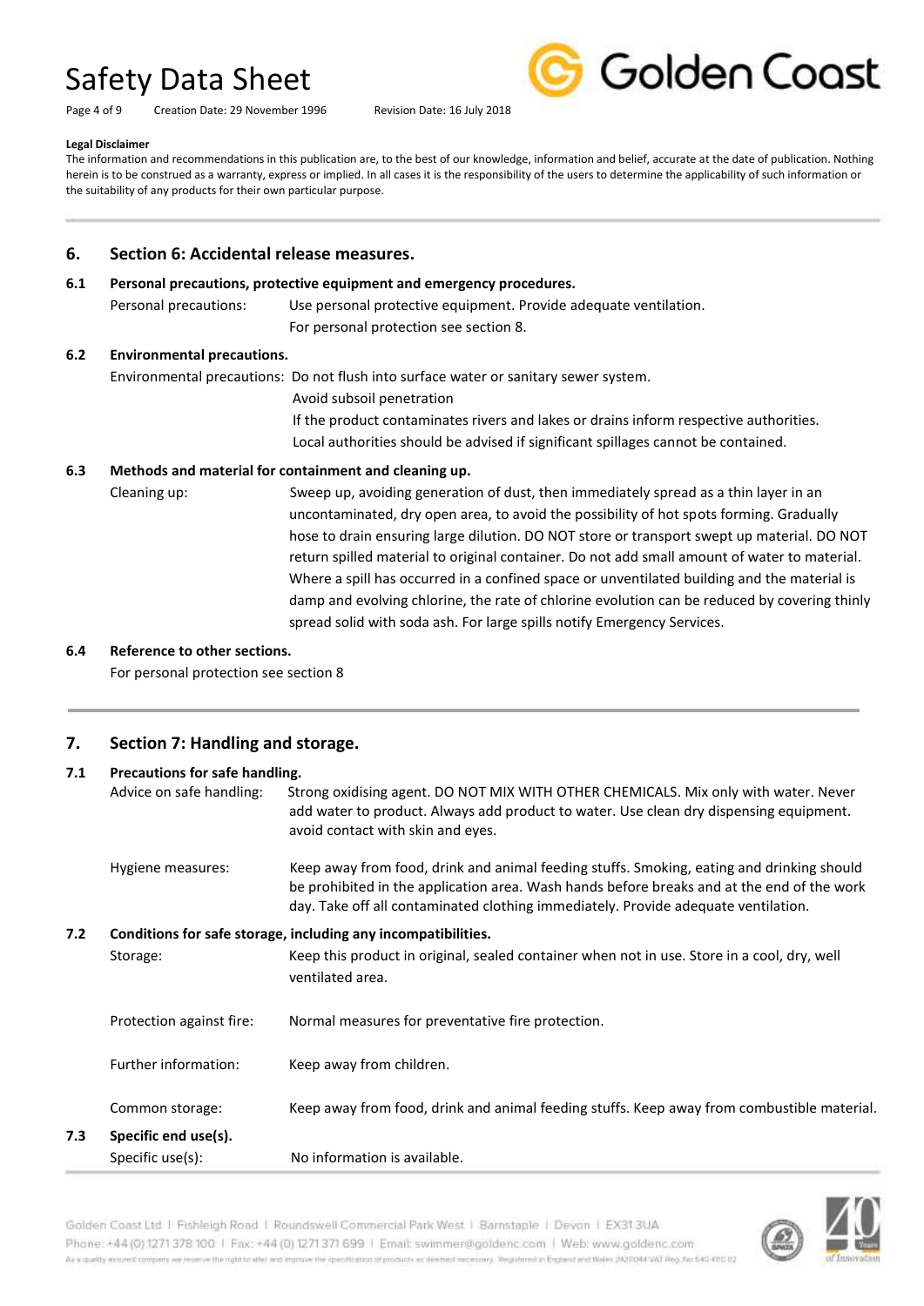**Legal Disclaimer**

The information and recommendations in this publication are, to the best of our knowledge, information and belief, accurate at the date of publication. Nothing herein is to be construed as a warranty, express or implied. In all cases it is the responsibility of the users to determine the applicability of such information or the suitability of any products for their own particular purpose.

## 6. Section 6: Accidental release measures.

### 6.1 Personal precautions, protective equipment and emergency procedures.

Personal precautions: Use personal protective equipment. Provide adequate ventilation.
For personal protection see section 8.

### 6.2 Environmental precautions.

Environmental precautions: Do not flush into surface water or sanitary sewer system.
Avoid subsoil penetration
If the product contaminates rivers and lakes or drains inform respective authorities.
Local authorities should be advised if significant spillages cannot be contained.

### 6.3 Methods and material for containment and cleaning up.

Cleaning up: Sweep up, avoiding generation of dust, then immediately spread as a thin layer in an uncontaminated, dry open area, to avoid the possibility of hot spots forming. Gradually hose to drain ensuring large dilution. DO NOT store or transport swept up material. DO NOT return spilled material to original container. Do not add small amount of water to material. Where a spill has occurred in a confined space or unventilated building and the material is damp and evolving chlorine, the rate of chlorine evolution can be reduced by covering thinly spread solid with soda ash. For large spills notify Emergency Services.

### 6.4 Reference to other sections.

For personal protection see section 8

## 7. Section 7: Handling and storage.

### 7.1 Precautions for safe handling.

Advice on safe handling: Strong oxidising agent. DO NOT MIX WITH OTHER CHEMICALS. Mix only with water. Never add water to product. Always add product to water. Use clean dry dispensing equipment. avoid contact with skin and eyes.

Hygiene measures: Keep away from food, drink and animal feeding stuffs. Smoking, eating and drinking should be prohibited in the application area. Wash hands before breaks and at the end of the work day. Take off all contaminated clothing immediately. Provide adequate ventilation.

### 7.2 Conditions for safe storage, including any incompatibilities.

Storage: Keep this product in original, sealed container when not in use. Store in a cool, dry, well ventilated area.

Protection against fire: Normal measures for preventative fire protection.

Further information: Keep away from children.

Common storage: Keep away from food, drink and animal feeding stuffs. Keep away from combustible material.

### 7.3 Specific end use(s).

Specific use(s): No information is available.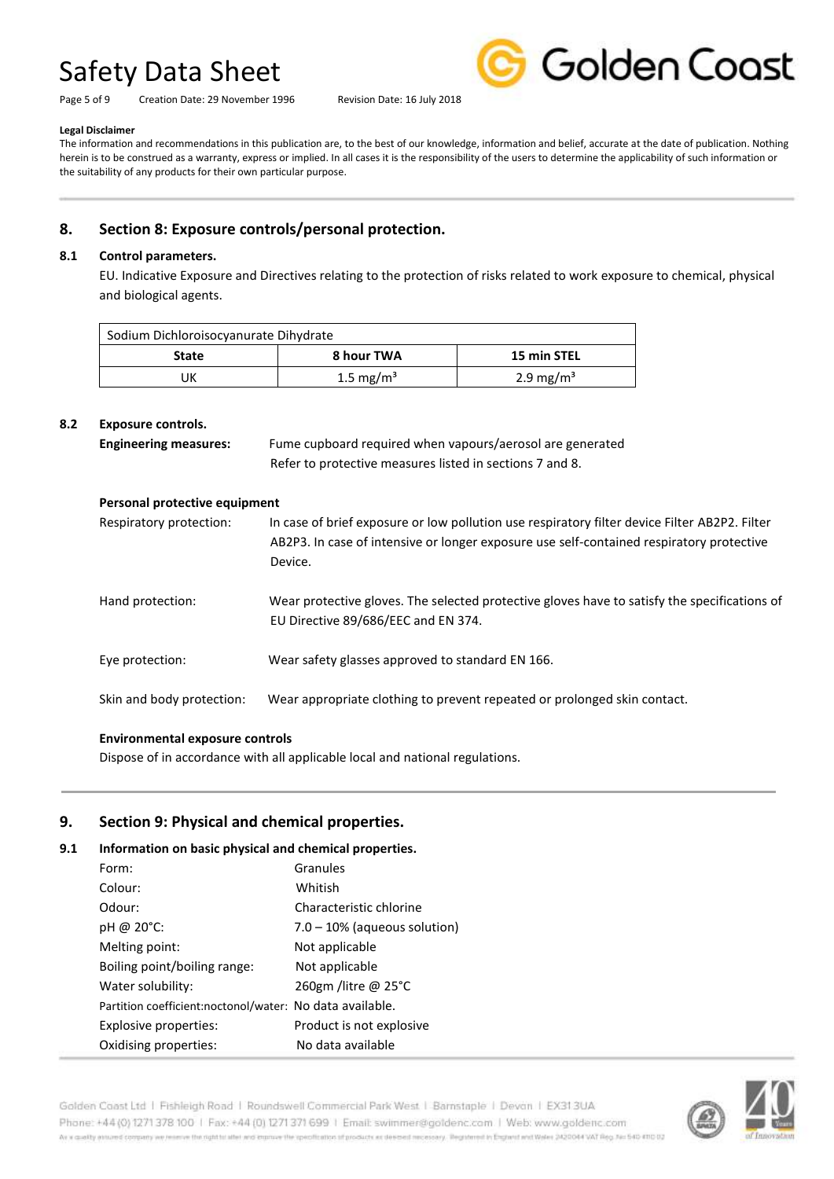**Legal Disclaimer**

The information and recommendations in this publication are, to the best of our knowledge, information and belief, accurate at the date of publication. Nothing herein is to be construed as a warranty, express or implied. In all cases it is the responsibility of the users to determine the applicability of such information or the suitability of any products for their own particular purpose.

## 8. Section 8: Exposure controls/personal protection.

### 8.1 Control parameters.

EU. Indicative Exposure and Directives relating to the protection of risks related to work exposure to chemical, physical and biological agents.

| Sodium Dichloroisocyanurate Dihydrate | | |
|---|---|---|
| **State** | **8 hour TWA** | **15 min STEL** |
| UK | 1.5 mg/m³ | 2.9 mg/m³ |

### 8.2 Exposure controls.

**Engineering measures:** Fume cupboard required when vapours/aerosol are generated
Refer to protective measures listed in sections 7 and 8.

**Personal protective equipment**

Respiratory protection: In case of brief exposure or low pollution use respiratory filter device Filter AB2P2. Filter AB2P3. In case of intensive or longer exposure use self-contained respiratory protective Device.

Hand protection: Wear protective gloves. The selected protective gloves have to satisfy the specifications of EU Directive 89/686/EEC and EN 374.

Eye protection: Wear safety glasses approved to standard EN 166.

Skin and body protection: Wear appropriate clothing to prevent repeated or prolonged skin contact.

**Environmental exposure controls**

Dispose of in accordance with all applicable local and national regulations.

## 9. Section 9: Physical and chemical properties.

### 9.1 Information on basic physical and chemical properties.

Form: Granules
Colour: Whitish
Odour: Characteristic chlorine
pH @ 20°C: 7.0 – 10% (aqueous solution)
Melting point: Not applicable
Boiling point/boiling range: Not applicable
Water solubility: 260gm /litre @ 25°C
Partition coefficient:noctonol/water: No data available.
Explosive properties: Product is not explosive
Oxidising properties: No data available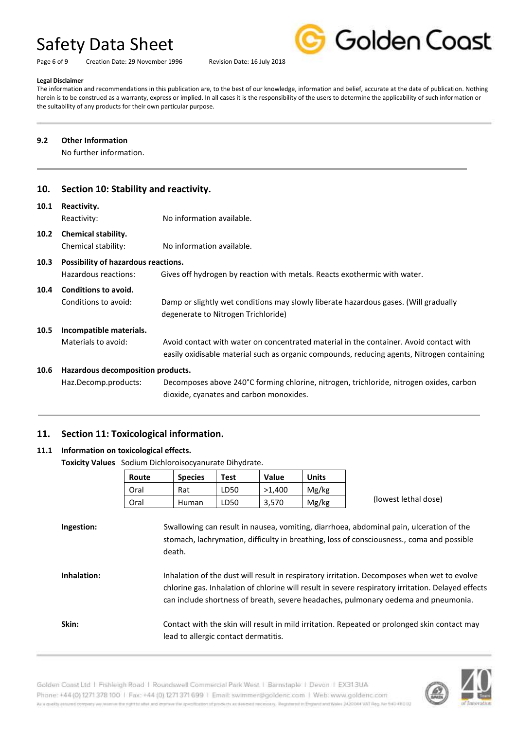**Legal Disclaimer**

The information and recommendations in this publication are, to the best of our knowledge, information and belief, accurate at the date of publication. Nothing herein is to be construed as a warranty, express or implied. In all cases it is the responsibility of the users to determine the applicability of such information or the suitability of any products for their own particular purpose.

### 9.2 Other Information

No further information.

## 10. Section 10: Stability and reactivity.

### 10.1 Reactivity.

Reactivity: No information available.

### 10.2 Chemical stability.

Chemical stability: No information available.

### 10.3 Possibility of hazardous reactions.

Hazardous reactions: Gives off hydrogen by reaction with metals. Reacts exothermic with water.

### 10.4 Conditions to avoid.

Conditions to avoid: Damp or slightly wet conditions may slowly liberate hazardous gases. (Will gradually degenerate to Nitrogen Trichloride)

### 10.5 Incompatible materials.

Materials to avoid: Avoid contact with water on concentrated material in the container. Avoid contact with easily oxidisable material such as organic compounds, reducing agents, Nitrogen containing

### 10.6 Hazardous decomposition products.

Haz.Decomp.products: Decomposes above 240°C forming chlorine, nitrogen, trichloride, nitrogen oxides, carbon dioxide, cyanates and carbon monoxides.

## 11. Section 11: Toxicological information.

### 11.1 Information on toxicological effects.

**Toxicity Values** Sodium Dichloroisocyanurate Dihydrate.

| Route | Species | Test | Value | Units |
|---|---|---|---|---|
| Oral | Rat | LD50 | >1,400 | Mg/kg |
| Oral | Human | LD50 | 3,570 | Mg/kg |

(lowest lethal dose)

**Ingestion:** Swallowing can result in nausea, vomiting, diarrhoea, abdominal pain, ulceration of the stomach, lachrymation, difficulty in breathing, loss of consciousness., coma and possible death.

**Inhalation:** Inhalation of the dust will result in respiratory irritation. Decomposes when wet to evolve chlorine gas. Inhalation of chlorine will result in severe respiratory irritation. Delayed effects can include shortness of breath, severe headaches, pulmonary oedema and pneumonia.

**Skin:** Contact with the skin will result in mild irritation. Repeated or prolonged skin contact may lead to allergic contact dermatitis.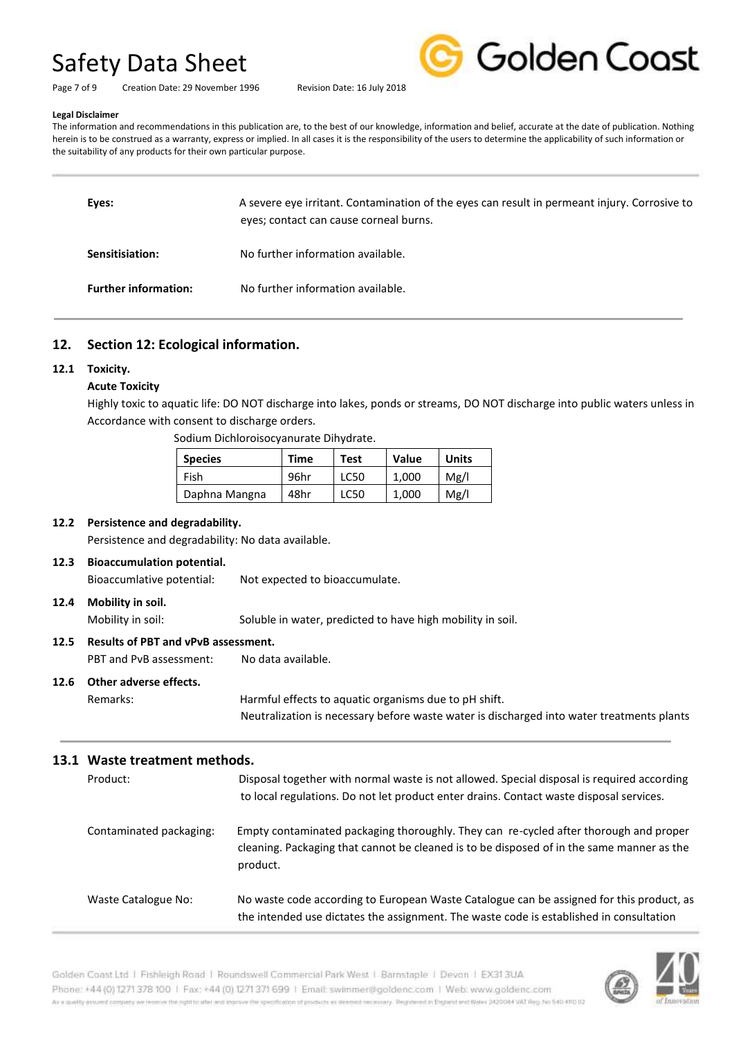**Legal Disclaimer**

The information and recommendations in this publication are, to the best of our knowledge, information and belief, accurate at the date of publication. Nothing herein is to be construed as a warranty, express or implied. In all cases it is the responsibility of the users to determine the applicability of such information or the suitability of any products for their own particular purpose.

**Eyes:** A severe eye irritant. Contamination of the eyes can result in permeant injury. Corrosive to eyes; contact can cause corneal burns.

**Sensitisiation:** No further information available.

**Further information:** No further information available.

## 12. Section 12: Ecological information.

### 12.1 Toxicity.

**Acute Toxicity**

Highly toxic to aquatic life: DO NOT discharge into lakes, ponds or streams, DO NOT discharge into public waters unless in Accordance with consent to discharge orders.

Sodium Dichloroisocyanurate Dihydrate.

| Species | Time | Test | Value | Units |
|---|---|---|---|---|
| Fish | 96hr | LC50 | 1,000 | Mg/l |
| Daphna Mangna | 48hr | LC50 | 1,000 | Mg/l |

### 12.2 Persistence and degradability.

Persistence and degradability: No data available.

### 12.3 Bioaccumulation potential.

Bioaccumlative potential: Not expected to bioaccumulate.

### 12.4 Mobility in soil.

Mobility in soil: Soluble in water, predicted to have high mobility in soil.

### 12.5 Results of PBT and vPvB assessment.

PBT and PvB assessment: No data available.

### 12.6 Other adverse effects.

Remarks: Harmful effects to aquatic organisms due to pH shift.
Neutralization is necessary before waste water is discharged into water treatments plants

### 13.1 Waste treatment methods.

Product: Disposal together with normal waste is not allowed. Special disposal is required according to local regulations. Do not let product enter drains. Contact waste disposal services.

Contaminated packaging: Empty contaminated packaging thoroughly. They can re-cycled after thorough and proper cleaning. Packaging that cannot be cleaned is to be disposed of in the same manner as the product.

Waste Catalogue No: No waste code according to European Waste Catalogue can be assigned for this product, as the intended use dictates the assignment. The waste code is established in consultation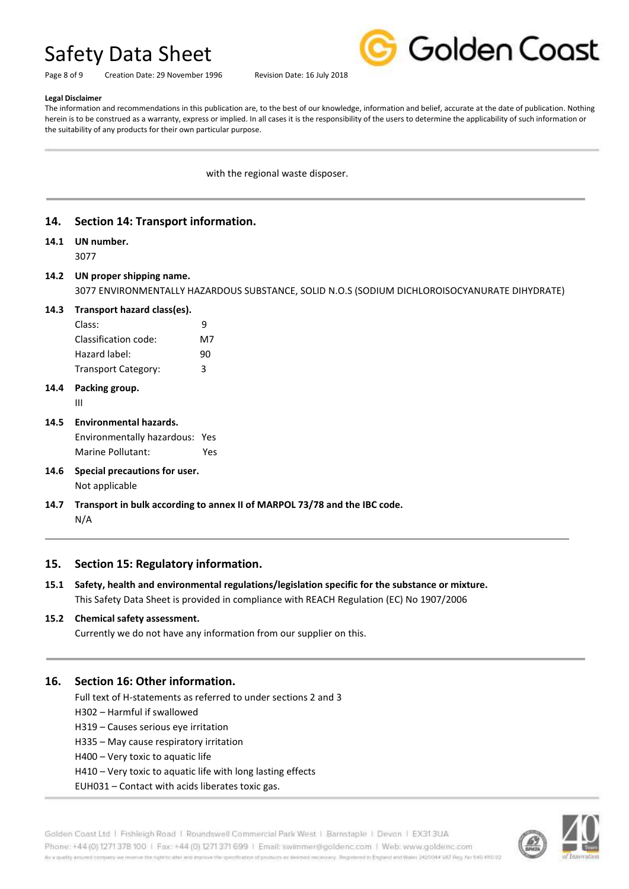**Legal Disclaimer**

The information and recommendations in this publication are, to the best of our knowledge, information and belief, accurate at the date of publication. Nothing herein is to be construed as a warranty, express or implied. In all cases it is the responsibility of the users to determine the applicability of such information or the suitability of any products for their own particular purpose.

with the regional waste disposer.

## 14. Section 14: Transport information.

**14.1 UN number.**

3077

**14.2 UN proper shipping name.**

3077 ENVIRONMENTALLY HAZARDOUS SUBSTANCE, SOLID N.O.S (SODIUM DICHLOROISOCYANURATE DIHYDRATE)

**14.3 Transport hazard class(es).**

| | |
|---|---|
| Class: | 9 |
| Classification code: | M7 |
| Hazard label: | 90 |
| Transport Category: | 3 |

**14.4 Packing group.**

III

**14.5 Environmental hazards.**

| | |
|---|---|
| Environmentally hazardous: | Yes |
| Marine Pollutant: | Yes |

**14.6 Special precautions for user.**

Not applicable

**14.7 Transport in bulk according to annex II of MARPOL 73/78 and the IBC code.**

N/A

## 15. Section 15: Regulatory information.

**15.1 Safety, health and environmental regulations/legislation specific for the substance or mixture.**

This Safety Data Sheet is provided in compliance with REACH Regulation (EC) No 1907/2006

**15.2 Chemical safety assessment.**

Currently we do not have any information from our supplier on this.

## 16. Section 16: Other information.

Full text of H-statements as referred to under sections 2 and 3

- H302 – Harmful if swallowed
- H319 – Causes serious eye irritation
- H335 – May cause respiratory irritation
- H400 – Very toxic to aquatic life
- H410 – Very toxic to aquatic life with long lasting effects
- EUH031 – Contact with acids liberates toxic gas.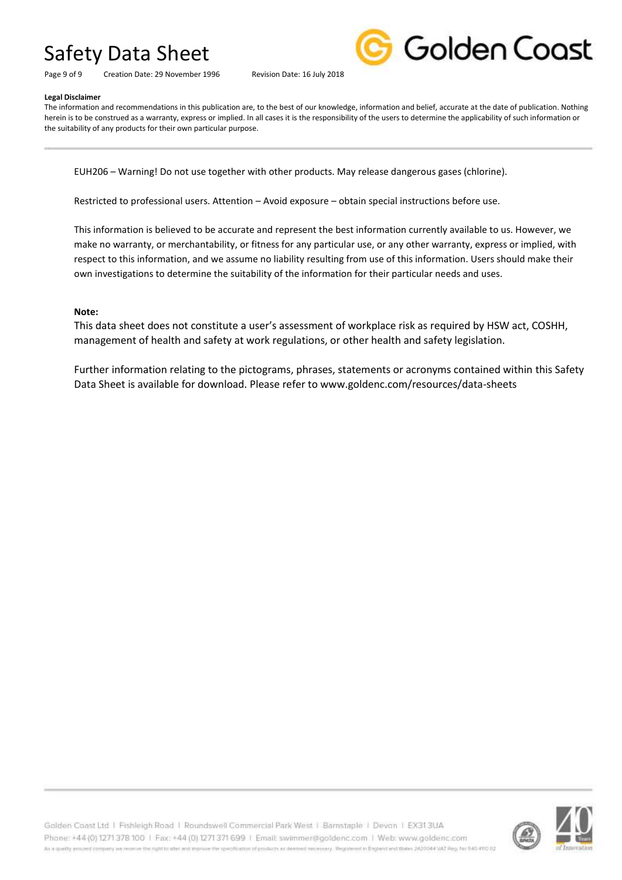EUH206 – Warning! Do not use together with other products. May release dangerous gases (chlorine).

Restricted to professional users. Attention – Avoid exposure – obtain special instructions before use.

This information is believed to be accurate and represent the best information currently available to us. However, we make no warranty, or merchantability, or fitness for any particular use, or any other warranty, express or implied, with respect to this information, and we assume no liability resulting from use of this information. Users should make their own investigations to determine the suitability of the information for their particular needs and uses.

**Note:**

This data sheet does not constitute a user's assessment of workplace risk as required by HSW act, COSHH, management of health and safety at work regulations, or other health and safety legislation.

Further information relating to the pictograms, phrases, statements or acronyms contained within this Safety Data Sheet is available for download. Please refer to www.goldenc.com/resources/data-sheets